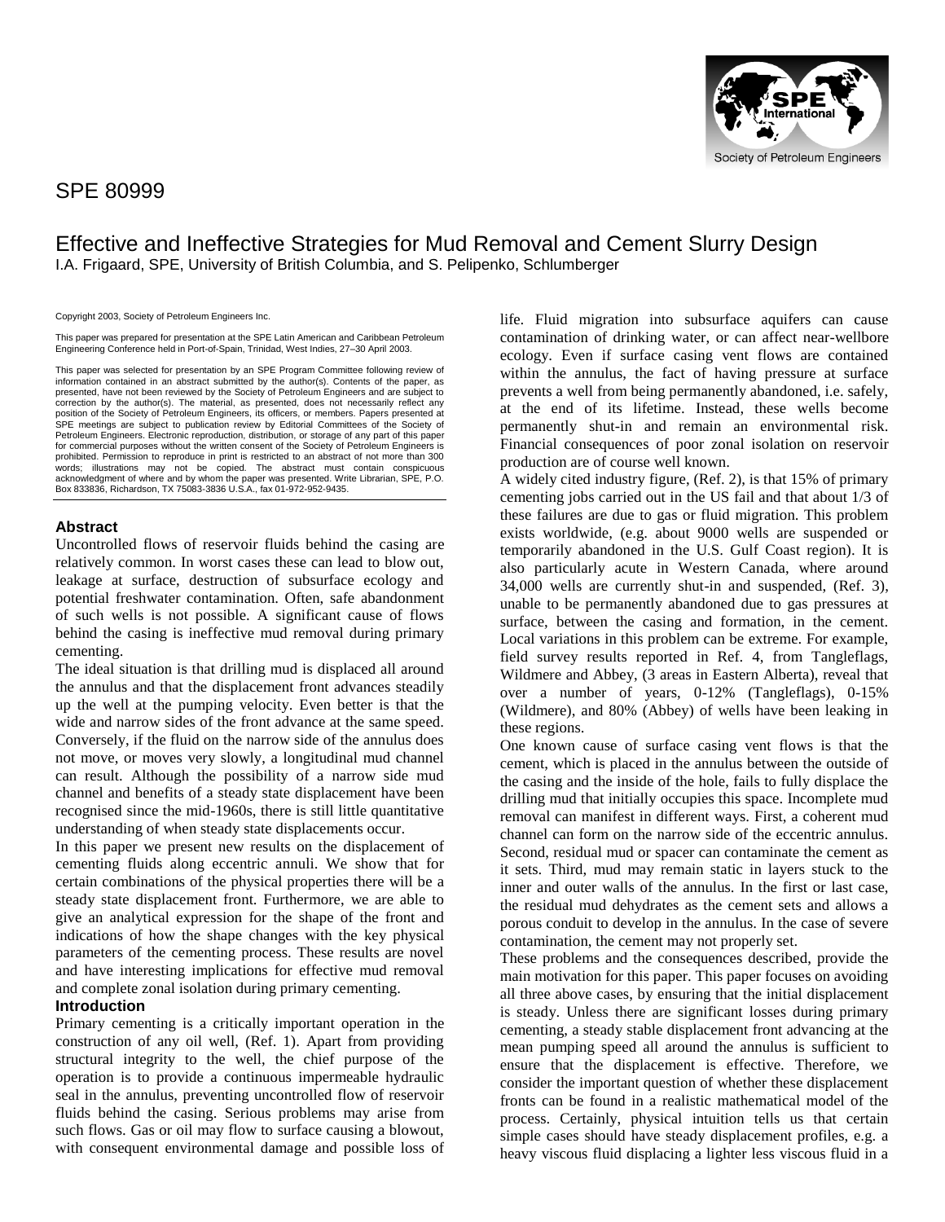# SPE 80999

## Effective and Ineffective Strategies for Mud Removal and Cement Slurry Design

I.A. Frigaard, SPE, University of British Columbia, and S. Pelipenko, Schlumberger

Copyright 2003, Society of Petroleum Engineers Inc.

This paper was prepared for presentation at the SPE Latin American and Caribbean Petroleum Engineering Conference held in Port-of-Spain, Trinidad, West Indies, 27–30 April 2003.

This paper was selected for presentation by an SPE Program Committee following review of information contained in an abstract submitted by the author(s). Contents of the paper, as presented, have not been reviewed by the Society of Petroleum Engineers and are subject to correction by the author(s). The material, as presented, does not necessarily reflect any position of the Society of Petroleum Engineers, its officers, or members. Papers presented at SPE meetings are subject to publication review by Editorial Committees of the Society of Petroleum Engineers. Electronic reproduction, distribution, or storage of any part of this paper for commercial purposes without the written consent of the Society of Petroleum Engineers is prohibited. Permission to reproduce in print is restricted to an abstract of not more than 300 words; illustrations may not be copied. The abstract must contain conspicuous acknowledgment of where and by whom the paper was presented. Write Librarian, SPE, P.O. Box 833836, Richardson, TX 75083-3836 U.S.A., fax 01-972-952-9435.

### Abstract

Uncontrolled flows of reservoir fluids behind the casing are relatively common. In worst cases these can lead to blow out, leakage at surface, destruction of subsurface ecology and potential freshwater contamination. Often, safe abandonment of such wells is not possible. A significant cause of flows behind the casing is ineffective mud removal during primary cementing.

The ideal situation is that drilling mud is displaced all around the annulus and that the displacement front advances steadily up the well at the pumping velocity. Even better is that the wide and narrow sides of the front advance at the same speed. Conversely, if the fluid on the narrow side of the annulus does not move, or moves very slowly, a longitudinal mud channel can result. Although the possibility of a narrow side mud channel and benefits of a steady state displacement have been recognised since the mid-1960s, there is still little quantitative understanding of when steady state displacements occur.

In this paper we present new results on the displacement of cementing fluids along eccentric annuli. We show that for certain combinations of the physical properties there will be a steady state displacement front. Furthermore, we are able to give an analytical expression for the shape of the front and indications of how the shape changes with the key physical parameters of the cementing process. These results are novel and have interesting implications for effective mud removal and complete zonal isolation during primary cementing.

### Introduction

Primary cementing is a critically important operation in the construction of any oil well, (Ref. 1). Apart from providing structural integrity to the well, the chief purpose of the operation is to provide a continuous impermeable hydraulic seal in the annulus, preventing uncontrolled flow of reservoir fluids behind the casing. Serious problems may arise from such flows. Gas or oil may flow to surface causing a blowout, with consequent environmental damage and possible loss of life. Fluid migration into subsurface aquifers can cause contamination of drinking water, or can affect near-wellbore ecology. Even if surface casing vent flows are contained within the annulus, the fact of having pressure at surface prevents a well from being permanently abandoned, i.e. safely, at the end of its lifetime. Instead, these wells become permanently shut-in and remain an environmental risk. Financial consequences of poor zonal isolation on reservoir production are of course well known.

A widely cited industry figure, (Ref. 2), is that 15% of primary cementing jobs carried out in the US fail and that about 1/3 of these failures are due to gas or fluid migration. This problem exists worldwide, (e.g. about 9000 wells are suspended or temporarily abandoned in the U.S. Gulf Coast region). It is also particularly acute in Western Canada, where around 34,000 wells are currently shut-in and suspended, (Ref. 3), unable to be permanently abandoned due to gas pressures at surface, between the casing and formation, in the cement. Local variations in this problem can be extreme. For example, field survey results reported in Ref. 4, from Tangleflags, Wildmere and Abbey, (3 areas in Eastern Alberta), reveal that over a number of years, 0-12% (Tangleflags), 0-15% (Wildmere), and 80% (Abbey) of wells have been leaking in these regions.

One known cause of surface casing vent flows is that the cement, which is placed in the annulus between the outside of the casing and the inside of the hole, fails to fully displace the drilling mud that initially occupies this space. Incomplete mud removal can manifest in different ways. First, a coherent mud channel can form on the narrow side of the eccentric annulus. Second, residual mud or spacer can contaminate the cement as it sets. Third, mud may remain static in layers stuck to the inner and outer walls of the annulus. In the first or last case, the residual mud dehydrates as the cement sets and allows a porous conduit to develop in the annulus. In the case of severe contamination, the cement may not properly set.

These problems and the consequences described, provide the main motivation for this paper. This paper focuses on avoiding all three above cases, by ensuring that the initial displacement is steady. Unless there are significant losses during primary cementing, a steady stable displacement front advancing at the mean pumping speed all around the annulus is sufficient to ensure that the displacement is effective. Therefore, we consider the important question of whether these displacement fronts can be found in a realistic mathematical model of the process. Certainly, physical intuition tells us that certain simple cases should have steady displacement profiles, e.g. a heavy viscous fluid displacing a lighter less viscous fluid in a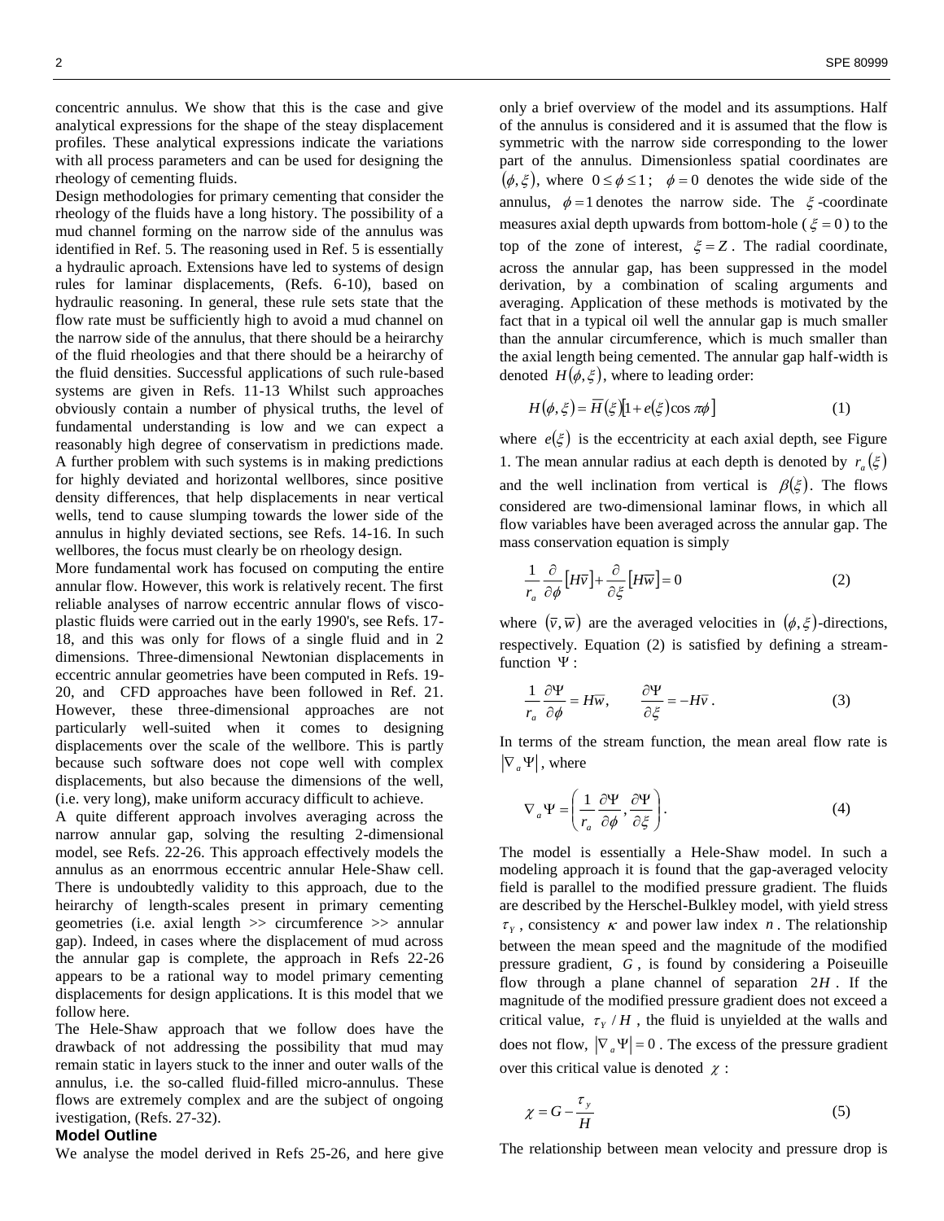concentric annulus. We show that this is the case and give analytical expressions for the shape of the steay displacement profiles. These analytical expressions indicate the variations with all process parameters and can be used for designing the rheology of cementing fluids.

Design methodologies for primary cementing that consider the rheology of the fluids have a long history. The possibility of a mud channel forming on the narrow side of the annulus was identified in Ref. 5. The reasoning used in Ref. 5 is essentially a hydraulic aproach. Extensions have led to systems of design rules for laminar displacements, (Refs. 6-10), based on hydraulic reasoning. In general, these rule sets state that the flow rate must be sufficiently high to avoid a mud channel on the narrow side of the annulus, that there should be a heirarchy of the fluid rheologies and that there should be a heirarchy of the fluid densities. Successful applications of such rule-based systems are given in Refs. 11-13 Whilst such approaches obviously contain a number of physical truths, the level of fundamental understanding is low and we can expect a reasonably high degree of conservatism in predictions made. A further problem with such systems is in making predictions for highly deviated and horizontal wellbores, since positive density differences, that help displacements in near vertical wells, tend to cause slumping towards the lower side of the annulus in highly deviated sections, see Refs. 14-16. In such wellbores, the focus must clearly be on rheology design.

More fundamental work has focused on computing the entire annular flow. However, this work is relatively recent. The first reliable analyses of narrow eccentric annular flows of visco-plastic fluids were carried out in the early 1990's, see Refs. 17-18, and this was only for flows of a single fluid and in 2 dimensions. Three-dimensional Newtonian displacements in eccentric annular geometries have been computed in Refs. 19-20, and CFD approaches have been followed in Ref. 21. However, these three-dimensional approaches are not particularly well-suited when it comes to designing displacements over the scale of the wellbore. This is partly because such software does not cope well with complex displacements, but also because the dimensions of the well, (i.e. very long), make uniform accuracy difficult to achieve.

A quite different approach involves averaging across the narrow annular gap, solving the resulting 2-dimensional model, see Refs. 22-26. This approach effectively models the annulus as an enorrmous eccentric annular Hele-Shaw cell. There is undoubtedly validity to this approach, due to the heirarchy of length-scales present in primary cementing geometries (i.e. axial length >> circumference >> annular gap). Indeed, in cases where the displacement of mud across the annular gap is complete, the approach in Refs 22-26 appears to be a rational way to model primary cementing displacements for design applications. It is this model that we follow here.

The Hele-Shaw approach that we follow does have the drawback of not addressing the possibility that mud may remain static in layers stuck to the inner and outer walls of the annulus, i.e. the so-called fluid-filled micro-annulus. These flows are extremely complex and are the subject of ongoing ivestigation, (Refs. 27-32).

## Model Outline

We analyse the model derived in Refs 25-26, and here give only a brief overview of the model and its assumptions. Half of the annulus is considered and it is assumed that the flow is symmetric with the narrow side corresponding to the lower part of the annulus. Dimensionless spatial coordinates are $(\phi, \xi)$, where $0 \le \phi \le 1$; $\phi = 0$ denotes the wide side of the annulus, $\phi = 1$ denotes the narrow side. The $\xi$-coordinate measures axial depth upwards from bottom-hole ($\xi = 0$) to the top of the zone of interest, $\xi = Z$. The radial coordinate, across the annular gap, has been suppressed in the model derivation, by a combination of scaling arguments and averaging. Application of these methods is motivated by the fact that in a typical oil well the annular gap is much smaller than the annular circumference, which is much smaller than the axial length being cemented. The annular gap half-width is denoted $H(\phi, \xi)$, where to leading order:

$$H(\phi, \xi) = \bar{H}(\xi)[1 + e(\xi)\cos \pi\phi] \tag{1}$$

where $e(\xi)$ is the eccentricity at each axial depth, see Figure 1. The mean annular radius at each depth is denoted by $r_a(\xi)$ and the well inclination from vertical is $\beta(\xi)$. The flows considered are two-dimensional laminar flows, in which all flow variables have been averaged across the annular gap. The mass conservation equation is simply

$$\frac{1}{r_a}\frac{\partial}{\partial \phi}\left[H\bar{v}\right] + \frac{\partial}{\partial \xi}\left[H\bar{w}\right] = 0 \tag{2}$$

where $(\bar{v}, \bar{w})$ are the averaged velocities in $(\phi, \xi)$-directions, respectively. Equation (2) is satisfied by defining a stream-function $\Psi$:

$$\frac{1}{r_a}\frac{\partial \Psi}{\partial \phi} = H\bar{w}, \qquad \frac{\partial \Psi}{\partial \xi} = -H\bar{v}\,. \tag{3}$$

In terms of the stream function, the mean areal flow rate is $|\nabla_a \Psi|$, where

$$\nabla_a \Psi = \left(\frac{1}{r_a}\frac{\partial \Psi}{\partial \phi}, \frac{\partial \Psi}{\partial \xi}\right). \tag{4}$$

The model is essentially a Hele-Shaw model. In such a modeling approach it is found that the gap-averaged velocity field is parallel to the modified pressure gradient. The fluids are described by the Herschel-Bulkley model, with yield stress $\tau_Y$, consistency $\kappa$ and power law index $n$. The relationship between the mean speed and the magnitude of the modified pressure gradient, $G$, is found by considering a Poiseuille flow through a plane channel of separation $2H$. If the magnitude of the modified pressure gradient does not exceed a critical value, $\tau_Y / H$, the fluid is unyielded at the walls and does not flow, $|\nabla_a \Psi| = 0$. The excess of the pressure gradient over this critical value is denoted $\chi$:

$$\chi = G - \frac{\tau_y}{H} \tag{5}$$

The relationship between mean velocity and pressure drop is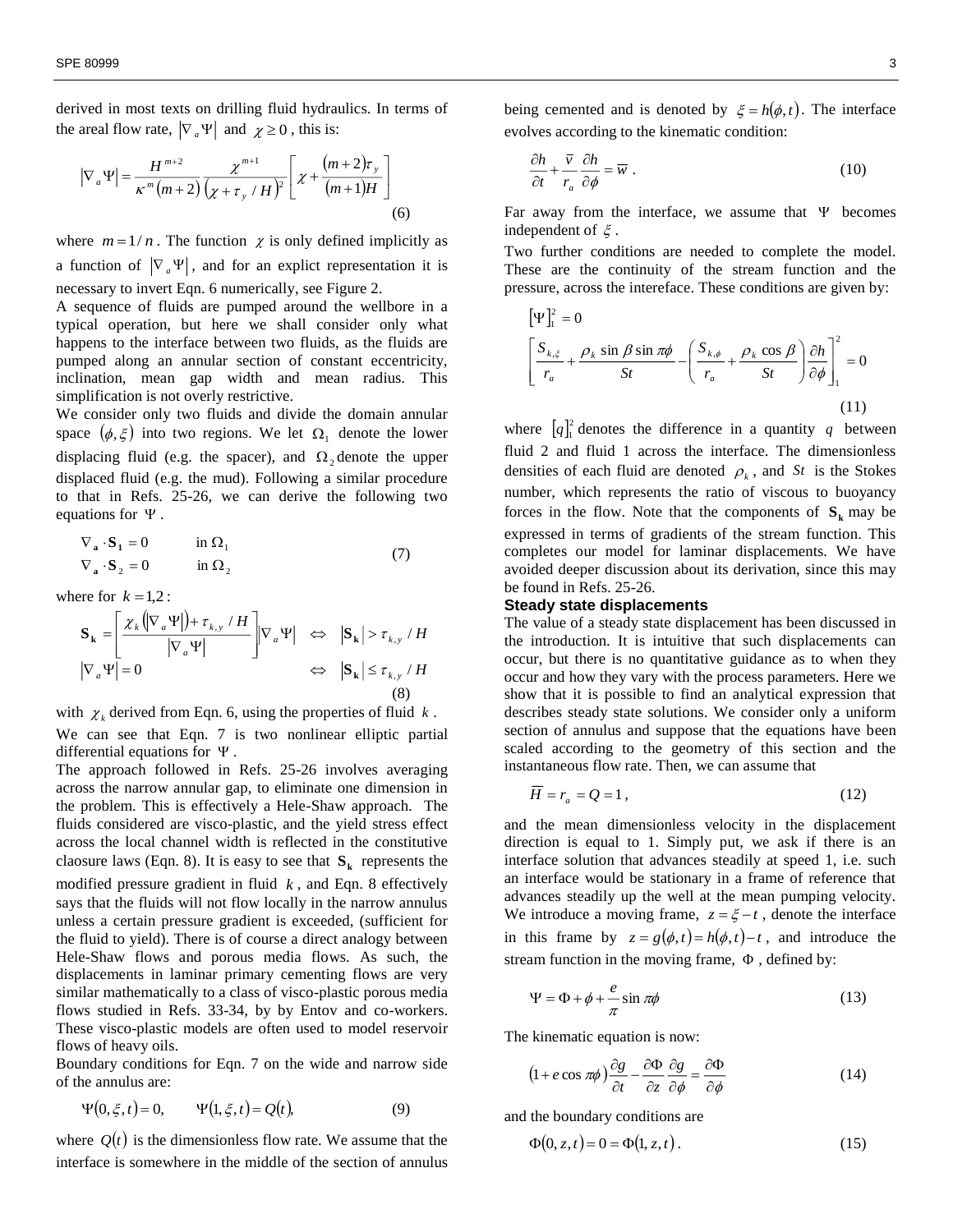derived in most texts on drilling fluid hydraulics. In terms of the areal flow rate, $|\nabla_a \Psi|$ and $\chi \geq 0$ , this is:

$$|\nabla_a \Psi| = \frac{H^{m+2}}{\kappa^m (m+2)} \frac{\chi^{m+1}}{(\chi + \tau_y / H)^2} \left[ \chi + \frac{(m+2)\tau_y}{(m+1)H} \right] \tag{6}$$

where $m = 1/n$ . The function $\chi$ is only defined implicitly as a function of $|\nabla_a \Psi|$, and for an explict representation it is necessary to invert Eqn. 6 numerically, see Figure 2.

A sequence of fluids are pumped around the wellbore in a typical operation, but here we shall consider only what happens to the interface between two fluids, as the fluids are pumped along an annular section of constant eccentricity, inclination, mean gap width and mean radius. This simplification is not overly restrictive.

We consider only two fluids and divide the domain annular space $(\phi, \xi)$ into two regions. We let $\Omega_1$ denote the lower displacing fluid (e.g. the spacer), and $\Omega_2$ denote the upper displaced fluid (e.g. the mud). Following a similar procedure to that in Refs. 25-26, we can derive the following two equations for $\Psi$ .

$$\begin{aligned} \nabla_{\mathbf{a}} \cdot \mathbf{S_1} &= 0 \qquad \text{in } \Omega_1 \\ \nabla_{\mathbf{a}} \cdot \mathbf{S}_2 &= 0 \qquad \text{in } \Omega_2 \end{aligned} \tag{7}$$

where for $k = 1,2$ :

$$\begin{aligned} \mathbf{S_k} &= \left[ \frac{\chi_k (|\nabla_a \Psi|) + \tau_{k,y} / H}{|\nabla_a \Psi|} \right] \nabla_a \Psi \quad \Leftrightarrow \quad |\mathbf{S_k}| > \tau_{k,y} / H \\ |\nabla_a \Psi| &= 0 \qquad\qquad\qquad\qquad\quad\; \Leftrightarrow \quad |\mathbf{S_k}| \leq \tau_{k,y} / H \end{aligned} \tag{8}$$

with $\chi_k$ derived from Eqn. 6, using the properties of fluid $k$ .

We can see that Eqn. 7 is two nonlinear elliptic partial differential equations for $\Psi$ .

The approach followed in Refs. 25-26 involves averaging across the narrow annular gap, to eliminate one dimension in the problem. This is effectively a Hele-Shaw approach. The fluids considered are visco-plastic, and the yield stress effect across the local channel width is reflected in the constitutive claosure laws (Eqn. 8). It is easy to see that $\mathbf{S_k}$ represents the modified pressure gradient in fluid $k$ , and Eqn. 8 effectively says that the fluids will not flow locally in the narrow annulus unless a certain pressure gradient is exceeded, (sufficient for the fluid to yield). There is of course a direct analogy between Hele-Shaw flows and porous media flows. As such, the displacements in laminar primary cementing flows are very similar mathematically to a class of visco-plastic porous media flows studied in Refs. 33-34, by by Entov and co-workers. These visco-plastic models are often used to model reservoir flows of heavy oils.

Boundary conditions for Eqn. 7 on the wide and narrow side of the annulus are:

$$\Psi(0, \xi, t) = 0, \qquad \Psi(1, \xi, t) = Q(t), \tag{9}$$

where $Q(t)$ is the dimensionless flow rate. We assume that the interface is somewhere in the middle of the section of annulus being cemented and is denoted by $\xi = h(\phi, t)$. The interface evolves according to the kinematic condition:

$$\frac{\partial h}{\partial t} + \frac{\bar{v}}{r_a} \frac{\partial h}{\partial \phi} = \bar{w} \ . \tag{10}$$

Far away from the interface, we assume that $\Psi$ becomes independent of $\xi$ .

Two further conditions are needed to complete the model. These are the continuity of the stream function and the pressure, across the intereface. These conditions are given by:

$$\begin{aligned} &[\Psi]_1^2 = 0 \\ &\left[ \frac{S_{k,\xi}}{r_a} + \frac{\rho_k \sin \beta \sin \pi\phi}{St} - \left( \frac{S_{k,\phi}}{r_a} + \frac{\rho_k \cos \beta}{St} \right) \frac{\partial h}{\partial \phi} \right]_1^2 = 0 \end{aligned} \tag{11}$$

where $[q]_1^2$ denotes the difference in a quantity $q$ between fluid 2 and fluid 1 across the interface. The dimensionless densities of each fluid are denoted $\rho_k$ , and $St$ is the Stokes number, which represents the ratio of viscous to buoyancy forces in the flow. Note that the components of $\mathbf{S_k}$ may be expressed in terms of gradients of the stream function. This completes our model for laminar displacements. We have avoided deeper discussion about its derivation, since this may be found in Refs. 25-26.

### Steady state displacements

The value of a steady state displacement has been discussed in the introduction. It is intuitive that such displacements can occur, but there is no quantitative guidance as to when they occur and how they vary with the process parameters. Here we show that it is possible to find an analytical expression that describes steady state solutions. We consider only a uniform section of annulus and suppose that the equations have been scaled according to the geometry of this section and the instantaneous flow rate. Then, we can assume that

$$\overline{H} = r_a = Q = 1 \, , \tag{12}$$

and the mean dimensionless velocity in the displacement direction is equal to 1. Simply put, we ask if there is an interface solution that advances steadily at speed 1, i.e. such an interface would be stationary in a frame of reference that advances steadily up the well at the mean pumping velocity. We introduce a moving frame, $z = \xi - t$ , denote the interface in this frame by $z = g(\phi, t) = h(\phi, t) - t$ , and introduce the stream function in the moving frame, $\Phi$ , defined by:

$$\Psi = \Phi + \phi + \frac{e}{\pi} \sin \pi\phi \tag{13}$$

The kinematic equation is now:

$$(1 + e \cos \pi\phi) \frac{\partial g}{\partial t} - \frac{\partial \Phi}{\partial z} \frac{\partial g}{\partial \phi} = \frac{\partial \Phi}{\partial \phi} \tag{14}$$

and the boundary conditions are

$$\Phi(0, z, t) = 0 = \Phi(1, z, t) \, . \tag{15}$$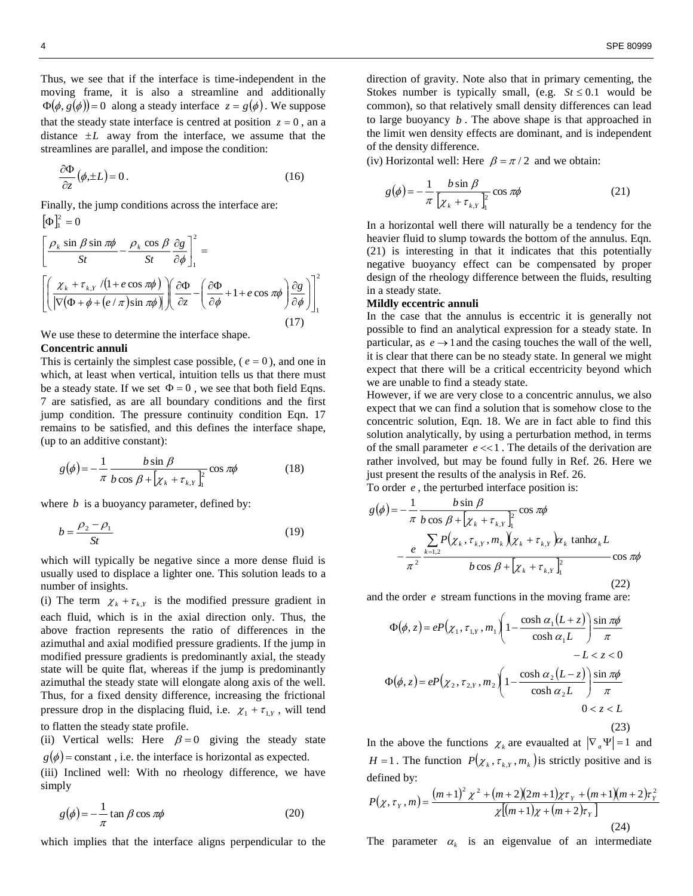Thus, we see that if the interface is time-independent in the moving frame, it is also a streamline and additionally $\Phi(\phi, g(\phi)) = 0$ along a steady interface $z = g(\phi)$. We suppose that the steady state interface is centred at position $z = 0$, an a distance $\pm L$ away from the interface, we assume that the streamlines are parallel, and impose the condition:

$$\frac{\partial \Phi}{\partial z}(\phi, \pm L) = 0 . \tag{16}$$

Finally, the jump conditions across the interface are:

$$[\Phi]_1^2 = 0$$

$$\left[ \frac{\rho_k \sin\beta \sin\pi\phi}{St} - \frac{\rho_k \cos\beta}{St} \frac{\partial g}{\partial \phi} \right]_1^2 =$$

$$\left[ \left( \frac{\chi_k + \tau_{k,Y} / (1 + e\cos\pi\phi)}{|\nabla(\Phi + \phi + (e/\pi)\sin\pi\phi)|} \right) \left( \frac{\partial \Phi}{\partial z} - \left( \frac{\partial \Phi}{\partial \phi} + 1 + e\cos\pi\phi \right) \frac{\partial g}{\partial \phi} \right) \right]_1^2 \tag{17}$$

We use these to determine the interface shape.

**Concentric annuli**

This is certainly the simplest case possible, ($e = 0$), and one in which, at least when vertical, intuition tells us that there must be a steady state. If we set $\Phi = 0$, we see that both field Eqns. 7 are satisfied, as are all boundary conditions and the first jump condition. The pressure continuity condition Eqn. 17 remains to be satisfied, and this defines the interface shape, (up to an additive constant):

$$g(\phi) = -\frac{1}{\pi} \frac{b \sin\beta}{b\cos\beta + [\chi_k + \tau_{k,Y}]_1^2} \cos\pi\phi \tag{18}$$

where $b$ is a buoyancy parameter, defined by:

$$b = \frac{\rho_2 - \rho_1}{St} \tag{19}$$

which will typically be negative since a more dense fluid is usually used to displace a lighter one. This solution leads to a number of insights.

(i) The term $\chi_k + \tau_{k,Y}$ is the modified pressure gradient in each fluid, which is in the axial direction only. Thus, the above fraction represents the ratio of differences in the azimuthal and axial modified pressure gradients. If the jump in modified pressure gradients is predominantly axial, the steady state will be quite flat, whereas if the jump is predominantly azimuthal the steady state will elongate along axis of the well. Thus, for a fixed density difference, increasing the frictional pressure drop in the displacing fluid, i.e. $\chi_1 + \tau_{1,Y}$, will tend to flatten the steady state profile.

(ii) Vertical wells: Here $\beta = 0$ giving the steady state $g(\phi) = \text{constant}$, i.e. the interface is horizontal as expected.

(iii) Inclined well: With no rheology difference, we have simply

$$g(\phi) = -\frac{1}{\pi} \tan\beta \cos\pi\phi \tag{20}$$

which implies that the interface aligns perpendicular to the direction of gravity. Note also that in primary cementing, the Stokes number is typically small, (e.g. $St \leq 0.1$ would be common), so that relatively small density differences can lead to large buoyancy $b$. The above shape is that approached in the limit wen density effects are dominant, and is independent of the density difference.

(iv) Horizontal well: Here $\beta = \pi/2$ and we obtain:

$$g(\phi) = -\frac{1}{\pi} \frac{b \sin\beta}{[\chi_k + \tau_{k,Y}]_1^2} \cos\pi\phi \tag{21}$$

In a horizontal well there will naturally be a tendency for the heavier fluid to slump towards the bottom of the annulus. Eqn. (21) is interesting in that it indicates that this potentially negative buoyancy effect can be compensated by proper design of the rheology difference between the fluids, resulting in a steady state.

**Mildly eccentric annuli**

In the case that the annulus is eccentric it is generally not possible to find an analytical expression for a steady state. In particular, as $e \to 1$ and the casing touches the wall of the well, it is clear that there can be no steady state. In general we might expect that there will be a critical eccentricity beyond which we are unable to find a steady state.

However, if we are very close to a concentric annulus, we also expect that we can find a solution that is somehow close to the concentric solution, Eqn. 18. We are in fact able to find this solution analytically, by using a perturbation method, in terms of the small parameter $e \ll 1$. The details of the derivation are rather involved, but may be found fully in Ref. 26. Here we just present the results of the analysis in Ref. 26.

To order $e$, the perturbed interface position is:

$$g(\phi) = -\frac{1}{\pi} \frac{b \sin\beta}{b\cos\beta + [\chi_k + \tau_{k,Y}]_1^2} \cos\pi\phi - \frac{e}{\pi^2} \frac{\sum_{k=1,2} P(\chi_k, \tau_{k,Y}, m_k)(\chi_k + \tau_{k,Y})\alpha_k \tanh\alpha_k L}{b\cos\beta + [\chi_k + \tau_{k,Y}]_1^2} \cos\pi\phi \tag{22}$$

and the order $e$ stream functions in the moving frame are:

$$\Phi(\phi, z) = eP(\chi_1, \tau_{1,Y}, m_1)\left(1 - \frac{\cosh\alpha_1(L+z)}{\cosh\alpha_1 L}\right)\frac{\sin\pi\phi}{\pi} \qquad -L < z < 0$$

$$\Phi(\phi, z) = eP(\chi_2, \tau_{2,Y}, m_2)\left(1 - \frac{\cosh\alpha_2(L-z)}{\cosh\alpha_2 L}\right)\frac{\sin\pi\phi}{\pi} \qquad 0 < z < L \tag{23}$$

In the above the functions $\chi_k$ are evaualted at $|\nabla_a \Psi| = 1$ and $H = 1$. The function $P(\chi_k, \tau_{k,Y}, m_k)$ is strictly positive and is defined by:

$$P(\chi, \tau_Y, m) = \frac{(m+1)^2 \chi^2 + (m+2)(2m+1)\chi\tau_Y + (m+1)(m+2)\tau_Y^2}{\chi[(m+1)\chi + (m+2)\tau_Y]} \tag{24}$$

The parameter $\alpha_k$ is an eigenvalue of an intermediate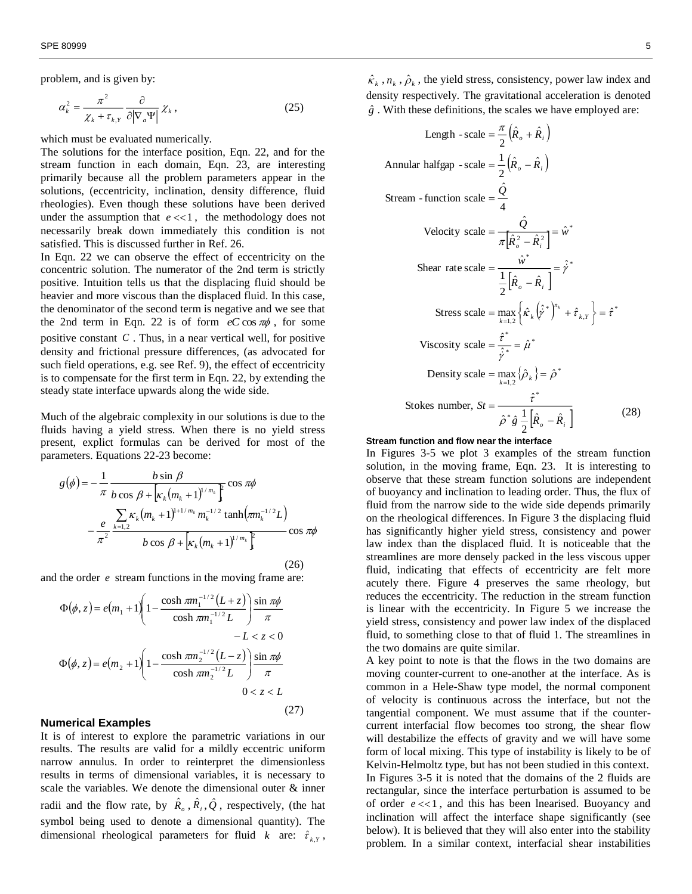problem, and is given by:

$$\alpha_k^2 = \frac{\pi^2}{\chi_k + \tau_{k,Y}} \frac{\partial}{\partial |\nabla_a \Psi|} \chi_k \,, \tag{25}$$

which must be evaluated numerically.

The solutions for the interface position, Eqn. 22, and for the stream function in each domain, Eqn. 23, are interesting primarily because all the problem parameters appear in the solutions, (eccentricity, inclination, density difference, fluid rheologies). Even though these solutions have been derived under the assumption that $e << 1$, the methodology does not necessarily break down immediately this condition is not satisfied. This is discussed further in Ref. 26.

In Eqn. 22 we can observe the effect of eccentricity on the concentric solution. The numerator of the 2nd term is strictly positive. Intuition tells us that the displacing fluid should be heavier and more viscous than the displaced fluid. In this case, the denominator of the second term is negative and we see that the 2nd term in Eqn. 22 is of form $eC\cos\pi\phi$, for some positive constant $C$. Thus, in a near vertical well, for positive density and frictional pressure differences, (as advocated for such field operations, e.g. see Ref. 9), the effect of eccentricity is to compensate for the first term in Eqn. 22, by extending the steady state interface upwards along the wide side.

Much of the algebraic complexity in our solutions is due to the fluids having a yield stress. When there is no yield stress present, explict formulas can be derived for most of the parameters. Equations 22-23 become:

$$g(\phi) = -\frac{1}{\pi} \frac{b \sin\beta}{b\cos\beta + \left[\kappa_k (m_k+1)^{1/m_k}\right]_1^2} \cos\pi\phi - \frac{e}{\pi^2} \frac{\sum_{k=1,2} \kappa_k (m_k+1)^{1+1/m_k} m_k^{-1/2} \tanh\left(\pi m_k^{-1/2} L\right)}{b\cos\beta + \left[\kappa_k (m_k+1)^{1/m_k}\right]_1^2} \cos\pi\phi \tag{26}$$

and the order $e$ stream functions in the moving frame are:

$$\Phi(\phi,z) = e(m_1+1)\left(1 - \frac{\cosh \pi m_1^{-1/2}(L+z)}{\cosh \pi m_1^{-1/2} L}\right)\frac{\sin\pi\phi}{\pi} \qquad -L < z < 0$$

$$\Phi(\phi,z) = e(m_2+1)\left(1 - \frac{\cosh \pi m_2^{-1/2}(L-z)}{\cosh \pi m_2^{-1/2} L}\right)\frac{\sin\pi\phi}{\pi} \qquad 0 < z < L \tag{27}$$

## Numerical Examples

It is of interest to explore the parametric variations in our results. The results are valid for a mildly eccentric uniform narrow annulus. In order to reinterpret the dimensionless results in terms of dimensional variables, it is necessary to scale the variables. We denote the dimensional outer & inner radii and the flow rate, by $\hat{R}_o, \hat{R}_i, \hat{Q}$, respectively, (the hat symbol being used to denote a dimensional quantity). The dimensional rheological parameters for fluid $k$ are: $\hat{\tau}_{k,Y}$, $\hat{\kappa}_k$, $n_k$, $\hat{\rho}_k$, the yield stress, consistency, power law index and density respectively. The gravitational acceleration is denoted $\hat{g}$. With these definitions, the scales we have employed are:

$$\text{Length - scale} = \frac{\pi}{2}\left(\hat{R}_o + \hat{R}_i\right)$$

$$\text{Annular halfgap - scale} = \frac{1}{2}\left(\hat{R}_o - \hat{R}_i\right)$$

$$\text{Stream - function scale} = \frac{\hat{Q}}{4}$$

$$\text{Velocity scale} = \frac{\hat{Q}}{\pi\left[\hat{R}_o^2 - \hat{R}_i^2\right]} = \hat{w}^*$$

$$\text{Shear rate scale} = \frac{\hat{w}^*}{\frac{1}{2}\left[\hat{R}_o - \hat{R}_i\right]} = \hat{\dot{\gamma}}^*$$

$$\text{Stress scale} = \max_{k=1,2}\left\{\hat{\kappa}_k\left(\hat{\dot{\gamma}}^*\right)^{n_k} + \hat{\tau}_{k,Y}\right\} = \hat{\tau}^*$$

$$\text{Viscosity scale} = \frac{\hat{\tau}^*}{\hat{\dot{\gamma}}^*} = \hat{\mu}^*$$

$$\text{Density scale} = \max_{k=1,2}\left\{\hat{\rho}_k\right\} = \hat{\rho}^*$$

$$\text{Stokes number, } St = \frac{\hat{\tau}^*}{\hat{\rho}^*\hat{g}\frac{1}{2}\left[\hat{R}_o - \hat{R}_i\right]} \tag{28}$$

#### Stream function and flow near the interface

In Figures 3-5 we plot 3 examples of the stream function solution, in the moving frame, Eqn. 23. It is interesting to observe that these stream function solutions are independent of buoyancy and inclination to leading order. Thus, the flux of fluid from the narrow side to the wide side depends primarily on the rheological differences. In Figure 3 the displacing fluid has significantly higher yield stress, consistency and power law index than the displaced fluid. It is noticeable that the streamlines are more densely packed in the less viscous upper fluid, indicating that effects of eccentricity are felt more acutely there. Figure 4 preserves the same rheology, but reduces the eccentricity. The reduction in the stream function is linear with the eccentricity. In Figure 5 we increase the yield stress, consistency and power law index of the displaced fluid, to something close to that of fluid 1. The streamlines in the two domains are quite similar.

A key point to note is that the flows in the two domains are moving counter-current to one-another at the interface. As is common in a Hele-Shaw type model, the normal component of velocity is continuous across the interface, but not the tangential component. We must assume that if the counter-current interfacial flow becomes too strong, the shear flow will destabilize the effects of gravity and we will have some form of local mixing. This type of instability is likely to be of Kelvin-Helmoltz type, but has not been studied in this context. In Figures 3-5 it is noted that the domains of the 2 fluids are rectangular, since the interface perturbation is assumed to be of order $e << 1$, and this has been lnearised. Buoyancy and inclination will affect the interface shape significantly (see below). It is believed that they will also enter into the stability problem. In a similar context, interfacial shear instabilities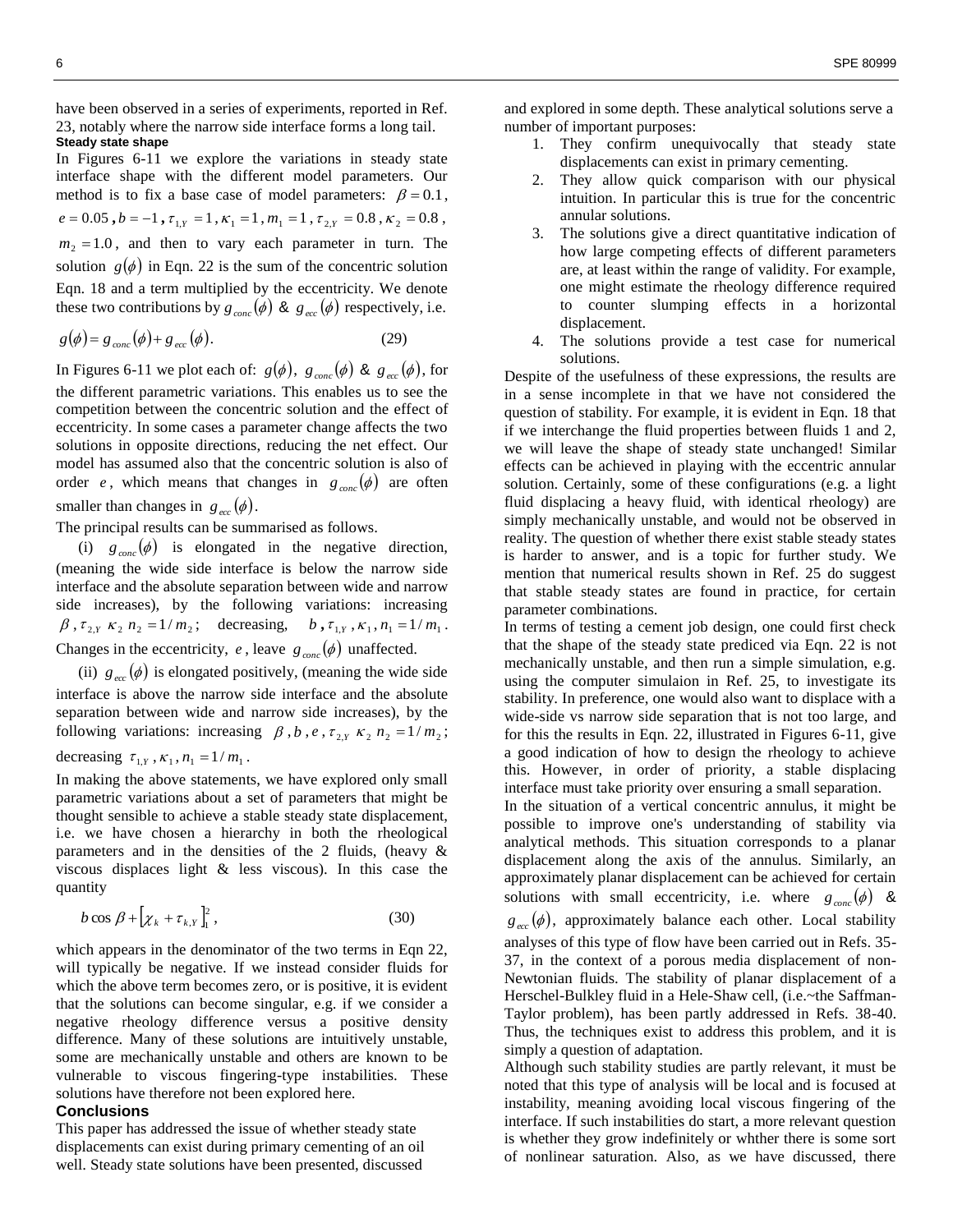have been observed in a series of experiments, reported in Ref. 23, notably where the narrow side interface forms a long tail.

**Steady state shape**

In Figures 6-11 we explore the variations in steady state interface shape with the different model parameters. Our method is to fix a base case of model parameters: $\beta = 0.1$, $e = 0.05$, $b = -1$, $\tau_{1,Y} = 1$, $\kappa_1 = 1$, $m_1 = 1$, $\tau_{2,Y} = 0.8$, $\kappa_2 = 0.8$, $m_2 = 1.0$, and then to vary each parameter in turn. The solution $g(\phi)$ in Eqn. 22 is the sum of the concentric solution Eqn. 18 and a term multiplied by the eccentricity. We denote these two contributions by $g_{conc}(\phi)$ & $g_{ecc}(\phi)$ respectively, i.e.

$$g(\phi) = g_{conc}(\phi) + g_{ecc}(\phi). \qquad (29)$$

In Figures 6-11 we plot each of: $g(\phi)$, $g_{conc}(\phi)$ & $g_{ecc}(\phi)$, for the different parametric variations. This enables us to see the competition between the concentric solution and the effect of eccentricity. In some cases a parameter change affects the two solutions in opposite directions, reducing the net effect. Our model has assumed also that the concentric solution is also of order $e$, which means that changes in $g_{conc}(\phi)$ are often smaller than changes in $g_{ecc}(\phi)$.

The principal results can be summarised as follows.

(i) $g_{conc}(\phi)$ is elongated in the negative direction, (meaning the wide side interface is below the narrow side interface and the absolute separation between wide and narrow side increases), by the following variations: increasing $\beta$, $\tau_{2,Y}$ $\kappa_2$ $n_2 = 1/m_2$; decreasing, $b$, $\tau_{1,Y}$, $\kappa_1$, $n_1 = 1/m_1$. Changes in the eccentricity, $e$, leave $g_{conc}(\phi)$ unaffected.

(ii) $g_{ecc}(\phi)$ is elongated positively, (meaning the wide side interface is above the narrow side interface and the absolute separation between wide and narrow side increases), by the following variations: increasing $\beta$, $b$, $e$, $\tau_{2,Y}$ $\kappa_2$ $n_2 = 1/m_2$; decreasing $\tau_{1,Y}$, $\kappa_1$, $n_1 = 1/m_1$.

In making the above statements, we have explored only small parametric variations about a set of parameters that might be thought sensible to achieve a stable steady state displacement, i.e. we have chosen a hierarchy in both the rheological parameters and in the densities of the 2 fluids, (heavy & viscous displaces light & less viscous). In this case the quantity

$$b\cos\beta + \left[\chi_k + \tau_{k,Y}\right]_1^2, \qquad (30)$$

which appears in the denominator of the two terms in Eqn 22, will typically be negative. If we instead consider fluids for which the above term becomes zero, or is positive, it is evident that the solutions can become singular, e.g. if we consider a negative rheology difference versus a positive density difference. Many of these solutions are intuitively unstable, some are mechanically unstable and others are known to be vulnerable to viscous fingering-type instabilities. These solutions have therefore not been explored here.

## Conclusions

This paper has addressed the issue of whether steady state displacements can exist during primary cementing of an oil well. Steady state solutions have been presented, discussed and explored in some depth. These analytical solutions serve a number of important purposes:

1. They confirm unequivocally that steady state displacements can exist in primary cementing.
2. They allow quick comparison with our physical intuition. In particular this is true for the concentric annular solutions.
3. The solutions give a direct quantitative indication of how large competing effects of different parameters are, at least within the range of validity. For example, one might estimate the rheology difference required to counter slumping effects in a horizontal displacement.
4. The solutions provide a test case for numerical solutions.

Despite of the usefulness of these expressions, the results are in a sense incomplete in that we have not considered the question of stability. For example, it is evident in Eqn. 18 that if we interchange the fluid properties between fluids 1 and 2, we will leave the shape of steady state unchanged! Similar effects can be achieved in playing with the eccentric annular solution. Certainly, some of these configurations (e.g. a light fluid displacing a heavy fluid, with identical rheology) are simply mechanically unstable, and would not be observed in reality. The question of whether there exist stable steady states is harder to answer, and is a topic for further study. We mention that numerical results shown in Ref. 25 do suggest that stable steady states are found in practice, for certain parameter combinations.

In terms of testing a cement job design, one could first check that the shape of the steady state prediced via Eqn. 22 is not mechanically unstable, and then run a simple simulation, e.g. using the computer simulaion in Ref. 25, to investigate its stability. In preference, one would also want to displace with a wide-side vs narrow side separation that is not too large, and for this the results in Eqn. 22, illustrated in Figures 6-11, give a good indication of how to design the rheology to achieve this. However, in order of priority, a stable displacing interface must take priority over ensuring a small separation.

In the situation of a vertical concentric annulus, it might be possible to improve one's understanding of stability via analytical methods. This situation corresponds to a planar displacement along the axis of the annulus. Similarly, an approximately planar displacement can be achieved for certain solutions with small eccentricity, i.e. where $g_{conc}(\phi)$ & $g_{ecc}(\phi)$, approximately balance each other. Local stability analyses of this type of flow have been carried out in Refs. 35-37, in the context of a porous media displacement of non-Newtonian fluids. The stability of planar displacement of a Herschel-Bulkley fluid in a Hele-Shaw cell, (i.e.~the Saffman-Taylor problem), has been partly addressed in Refs. 38-40. Thus, the techniques exist to address this problem, and it is simply a question of adaptation.

Although such stability studies are partly relevant, it must be noted that this type of analysis will be local and is focused at instability, meaning avoiding local viscous fingering of the interface. If such instabilities do start, a more relevant question is whether they grow indefinitely or whther there is some sort of nonlinear saturation. Also, as we have discussed, there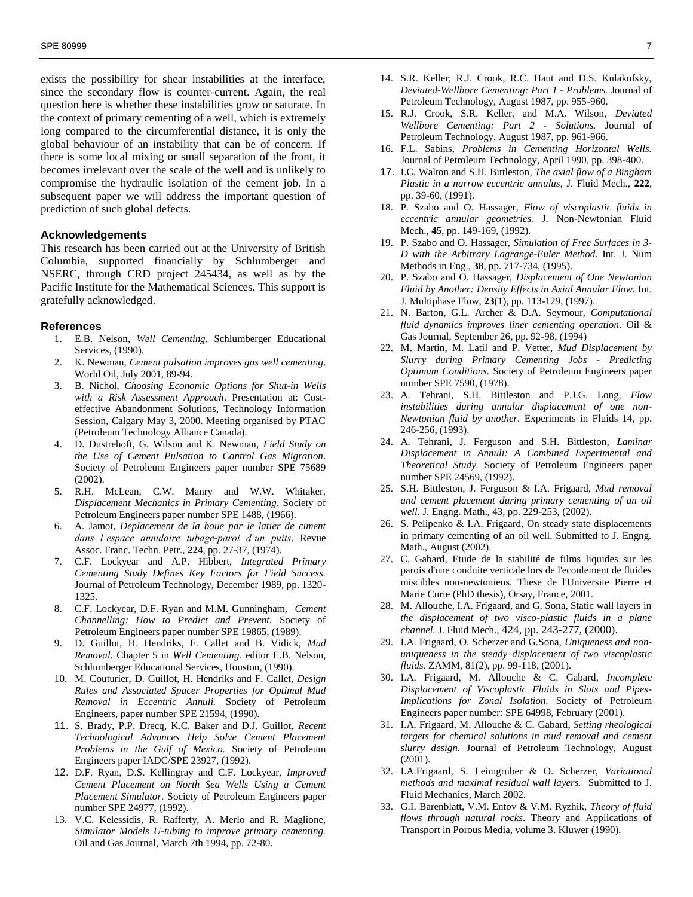exists the possibility for shear instabilities at the interface, since the secondary flow is counter-current. Again, the real question here is whether these instabilities grow or saturate. In the context of primary cementing of a well, which is extremely long compared to the circumferential distance, it is only the global behaviour of an instability that can be of concern. If there is some local mixing or small separation of the front, it becomes irrelevant over the scale of the well and is unlikely to compromise the hydraulic isolation of the cement job. In a subsequent paper we will address the important question of prediction of such global defects.

## Acknowledgements

This research has been carried out at the University of British Columbia, supported financially by Schlumberger and NSERC, through CRD project 245434, as well as by the Pacific Institute for the Mathematical Sciences. This support is gratefully acknowledged.

## References

1. E.B. Nelson, *Well Cementing*. Schlumberger Educational Services, (1990).
2. K. Newman, *Cement pulsation improves gas well cementing*. World Oil, July 2001, 89-94.
3. B. Nichol, *Choosing Economic Options for Shut-in Wells with a Risk Assessment Approach*. Presentation at: Cost-effective Abandonment Solutions, Technology Information Session, Calgary May 3, 2000. Meeting organised by PTAC (Petroleum Technology Alliance Canada).
4. D. Dustrehoft, G. Wilson and K. Newman, *Field Study on the Use of Cement Pulsation to Control Gas Migration*. Society of Petroleum Engineers paper number SPE 75689 (2002).
5. R.H. McLean, C.W. Manry and W.W. Whitaker, *Displacement Mechanics in Primary Cementing*. Society of Petroleum Engineers paper number SPE 1488, (1966).
6. A. Jamot, *Deplacement de la boue par le latier de ciment dans l'espace annulaire tubage-paroi d'un puits*. Revue Assoc. Franc. Techn. Petr., **224**, pp. 27-37, (1974).
7. C.F. Lockyear and A.P. Hibbert, *Integrated Primary Cementing Study Defines Key Factors for Field Success.* Journal of Petroleum Technology, December 1989, pp. 1320-1325.
8. C.F. Lockyear, D.F. Ryan and M.M. Gunningham, *Cement Channelling: How to Predict and Prevent.* Society of Petroleum Engineers paper number SPE 19865, (1989).
9. D. Guillot, H. Hendriks, F. Callet and B. Vidick, *Mud Removal.* Chapter 5 in *Well Cementing.* editor E.B. Nelson, Schlumberger Educational Services, Houston, (1990).
10. M. Couturier, D. Guillot, H. Hendriks and F. Callet, *Design Rules and Associated Spacer Properties for Optimal Mud Removal in Eccentric Annuli.* Society of Petroleum Engineers, paper number SPE 21594, (1990).
11. S. Brady, P.P. Drecq, K.C. Baker and D.J. Guillot, *Recent Technological Advances Help Solve Cement Placement Problems in the Gulf of Mexico.* Society of Petroleum Engineers paper IADC/SPE 23927, (1992).
12. D.F. Ryan, D.S. Kellingray and C.F. Lockyear, *Improved Cement Placement on North Sea Wells Using a Cement Placement Simulator.* Society of Petroleum Engineers paper number SPE 24977, (1992).
13. V.C. Kelessidis, R. Rafferty, A. Merlo and R. Maglione, *Simulator Models U-tubing to improve primary cementing.* Oil and Gas Journal, March 7th 1994, pp. 72-80.
14. S.R. Keller, R.J. Crook, R.C. Haut and D.S. Kulakofsky, *Deviated-Wellbore Cementing: Part 1 - Problems.* Journal of Petroleum Technology, August 1987, pp. 955-960.
15. R.J. Crook, S.R. Keller, and M.A. Wilson, *Deviated Wellbore Cementing: Part 2 - Solutions.* Journal of Petroleum Technology, August 1987, pp. 961-966.
16. F.L. Sabins, *Problems in Cementing Horizontal Wells.* Journal of Petroleum Technology, April 1990, pp. 398-400.
17. I.C. Walton and S.H. Bittleston, *The axial flow of a Bingham Plastic in a narrow eccentric annulus*, J. Fluid Mech., **222**, pp. 39-60, (1991).
18. P. Szabo and O. Hassager, *Flow of viscoplastic fluids in eccentric annular geometries.* J. Non-Newtonian Fluid Mech., **45**, pp. 149-169, (1992).
19. P. Szabo and O. Hassager, *Simulation of Free Surfaces in 3-D with the Arbitrary Lagrange-Euler Method.* Int. J. Num Methods in Eng., **38**, pp. 717-734, (1995).
20. P. Szabo and O. Hassager, *Displacement of One Newtonian Fluid by Another: Density Effects in Axial Annular Flow.* Int. J. Multiphase Flow, **23**(1), pp. 113-129, (1997).
21. N. Barton, G.L. Archer & D.A. Seymour, *Computational fluid dynamics improves liner cementing operation*. Oil & Gas Journal, September 26, pp. 92-98, (1994)
22. M. Martin, M. Latil and P. Vetter, *Mud Displacement by Slurry during Primary Cementing Jobs - Predicting Optimum Conditions.* Society of Petroleum Engineers paper number SPE 7590, (1978).
23. A. Tehrani, S.H. Bittleston and P.J.G. Long, *Flow instabilities during annular displacement of one non-Newtonian fluid by another.* Experiments in Fluids 14, pp. 246-256, (1993).
24. A. Tehrani, J. Ferguson and S.H. Bittleston, *Laminar Displacement in Annuli: A Combined Experimental and Theoretical Study.* Society of Petroleum Engineers paper number SPE 24569, (1992).
25. S.H. Bittleston, J. Ferguson & I.A. Frigaard, *Mud removal and cement placement during primary cementing of an oil well*. J. Engng. Math., 43, pp. 229-253, (2002).
26. S. Pelipenko & I.A. Frigaard, On steady state displacements in primary cementing of an oil well. Submitted to J. Engng. Math., August (2002).
27. C. Gabard, Etude de la stabilité de films liquides sur les parois d'une conduite verticale lors de l'ecoulement de fluides miscibles non-newtoniens. These de l'Universite Pierre et Marie Curie (PhD thesis), Orsay, France, 2001.
28. M. Allouche, I.A. Frigaard, and G. Sona, Static wall layers in *the displacement of two visco-plastic fluids in a plane channel.* J. Fluid Mech., 424, pp. 243-277, (2000).
29. I.A. Frigaard, O. Scherzer and G.Sona, *Uniqueness and non-uniqueness in the steady displacement of two viscoplastic fluids.* ZAMM, 81(2), pp. 99-118, (2001).
30. I.A. Frigaard, M. Allouche & C. Gabard, *Incomplete Displacement of Viscoplastic Fluids in Slots and Pipes-Implications for Zonal Isolation.* Society of Petroleum Engineers paper number: SPE 64998, February (2001).
31. I.A. Frigaard, M. Allouche & C. Gabard, *Setting rheological targets for chemical solutions in mud removal and cement slurry design.* Journal of Petroleum Technology, August (2001).
32. I.A.Frigaard, S. Leimgruber & O. Scherzer, *Variational methods and maximal residual wall layers.* Submitted to J. Fluid Mechanics, March 2002.
33. G.I. Barenblatt, V.M. Entov & V.M. Ryzhik, *Theory of fluid flows through natural rocks*. Theory and Applications of Transport in Porous Media, volume 3. Kluwer (1990).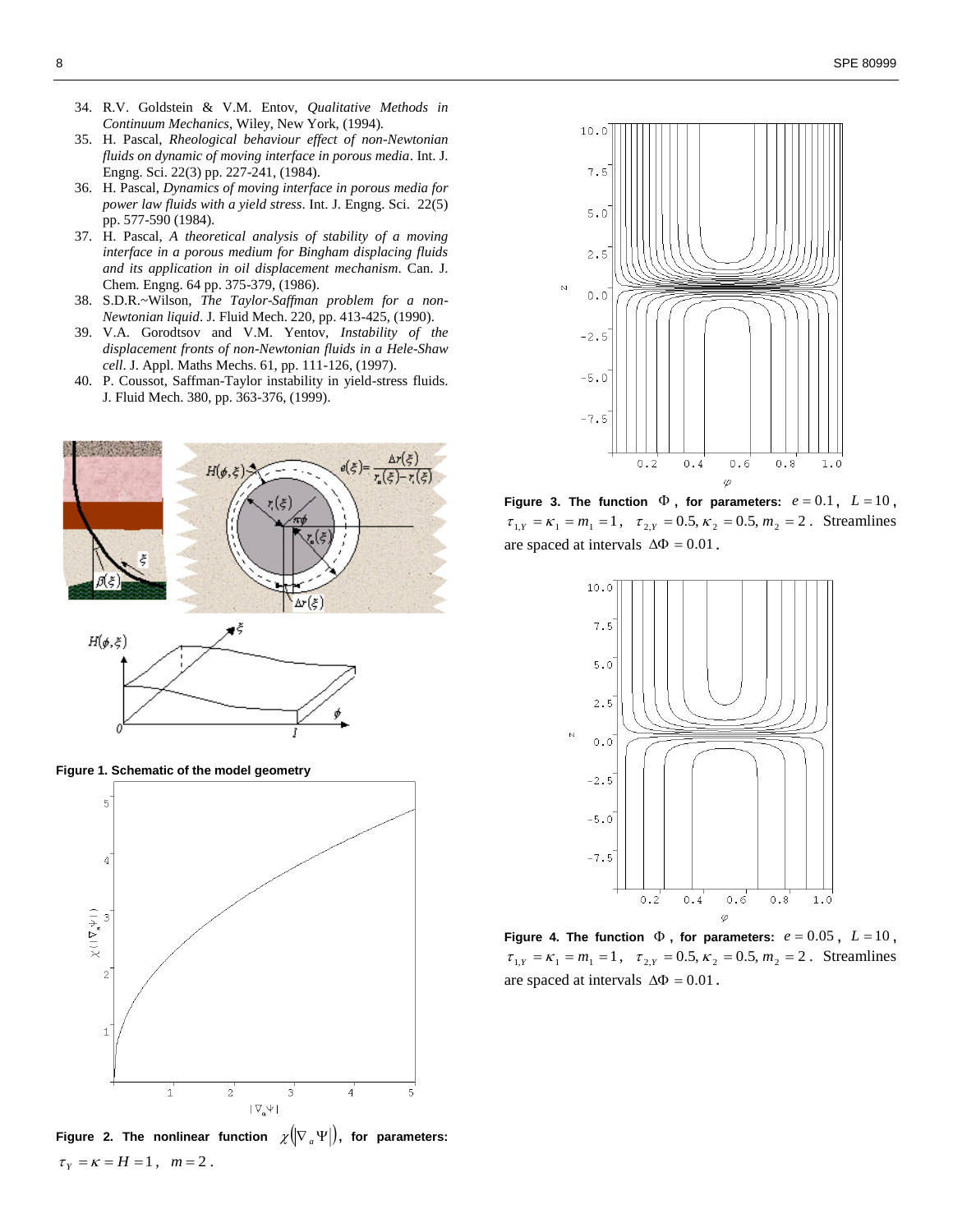34. R.V. Goldstein & V.M. Entov, *Qualitative Methods in Continuum Mechanics*, Wiley, New York, (1994).
35. H. Pascal, *Rheological behaviour effect of non-Newtonian fluids on dynamic of moving interface in porous media*. Int. J. Engng. Sci. 22(3) pp. 227-241, (1984).
36. H. Pascal, *Dynamics of moving interface in porous media for power law fluids with a yield stress*. Int. J. Engng. Sci. 22(5) pp. 577-590 (1984).
37. H. Pascal, *A theoretical analysis of stability of a moving interface in a porous medium for Bingham displacing fluids and its application in oil displacement mechanism*. Can. J. Chem. Engng. 64 pp. 375-379, (1986).
38. S.D.R.~Wilson, *The Taylor-Saffman problem for a non-Newtonian liquid*. J. Fluid Mech. 220, pp. 413-425, (1990).
39. V.A. Gorodtsov and V.M. Yentov, *Instability of the displacement fronts of non-Newtonian fluids in a Hele-Shaw cell*. J. Appl. Maths Mechs. 61, pp. 111-126, (1997).
40. P. Coussot, Saffman-Taylor instability in yield-stress fluids. J. Fluid Mech. 380, pp. 363-376, (1999).

**Figure 1. Schematic of the model geometry**

**Figure 2. The nonlinear function $\chi(|\nabla_a \Psi|)$, for parameters:** $\tau_Y = \kappa = H = 1$, $m = 2$.

**Figure 3. The function $\Phi$, for parameters:** $e = 0.1$, $L = 10$, $\tau_{1,Y} = \kappa_1 = m_1 = 1$, $\tau_{2,Y} = 0.5, \kappa_2 = 0.5, m_2 = 2$. Streamlines are spaced at intervals $\Delta\Phi = 0.01$.

**Figure 4. The function $\Phi$, for parameters:** $e = 0.05$, $L = 10$, $\tau_{1,Y} = \kappa_1 = m_1 = 1$, $\tau_{2,Y} = 0.5, \kappa_2 = 0.5, m_2 = 2$. Streamlines are spaced at intervals $\Delta\Phi = 0.01$.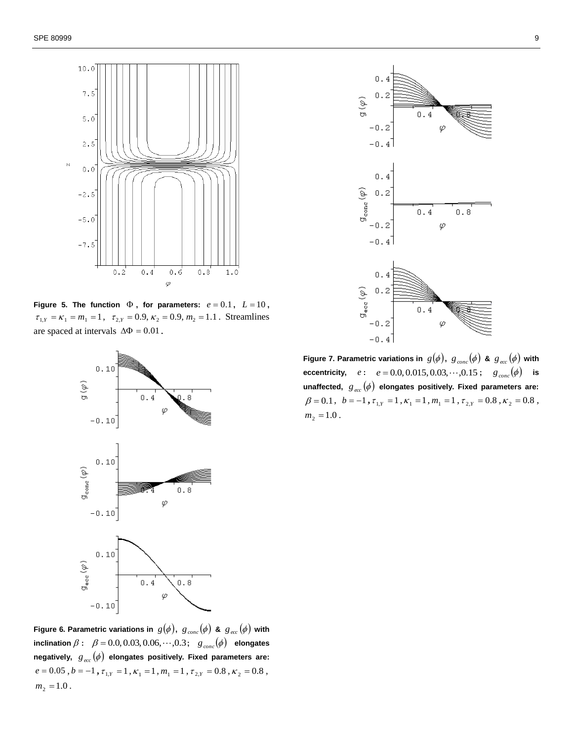**Figure 5. The function $\Phi$, for parameters:** $e = 0.1$, $L = 10$, $\tau_{1,Y} = \kappa_1 = m_1 = 1$, $\tau_{2,Y} = 0.9, \kappa_2 = 0.9, m_2 = 1.1$. Streamlines are spaced at intervals $\Delta\Phi = 0.01$.

**Figure 6. Parametric variations in $g(\phi)$, $g_{conc}(\phi)$ & $g_{ecc}(\phi)$ with inclination $\beta$: $\beta = 0.0, 0.03, 0.06, \cdots, 0.3$; $g_{conc}(\phi)$ elongates negatively, $g_{ecc}(\phi)$ elongates positively. Fixed parameters are:** $e = 0.05$, $b = -1$, $\tau_{1,Y} = 1$, $\kappa_1 = 1$, $m_1 = 1$, $\tau_{2,Y} = 0.8$, $\kappa_2 = 0.8$, $m_2 = 1.0$.

**Figure 7. Parametric variations in $g(\phi)$, $g_{conc}(\phi)$ & $g_{ecc}(\phi)$ with eccentricity, $e$: $e = 0.0, 0.015, 0.03, \cdots, 0.15$; $g_{conc}(\phi)$ is unaffected, $g_{ecc}(\phi)$ elongates positively. Fixed parameters are:** $\beta = 0.1$, $b = -1$, $\tau_{1,Y} = 1$, $\kappa_1 = 1$, $m_1 = 1$, $\tau_{2,Y} = 0.8$, $\kappa_2 = 0.8$, $m_2 = 1.0$.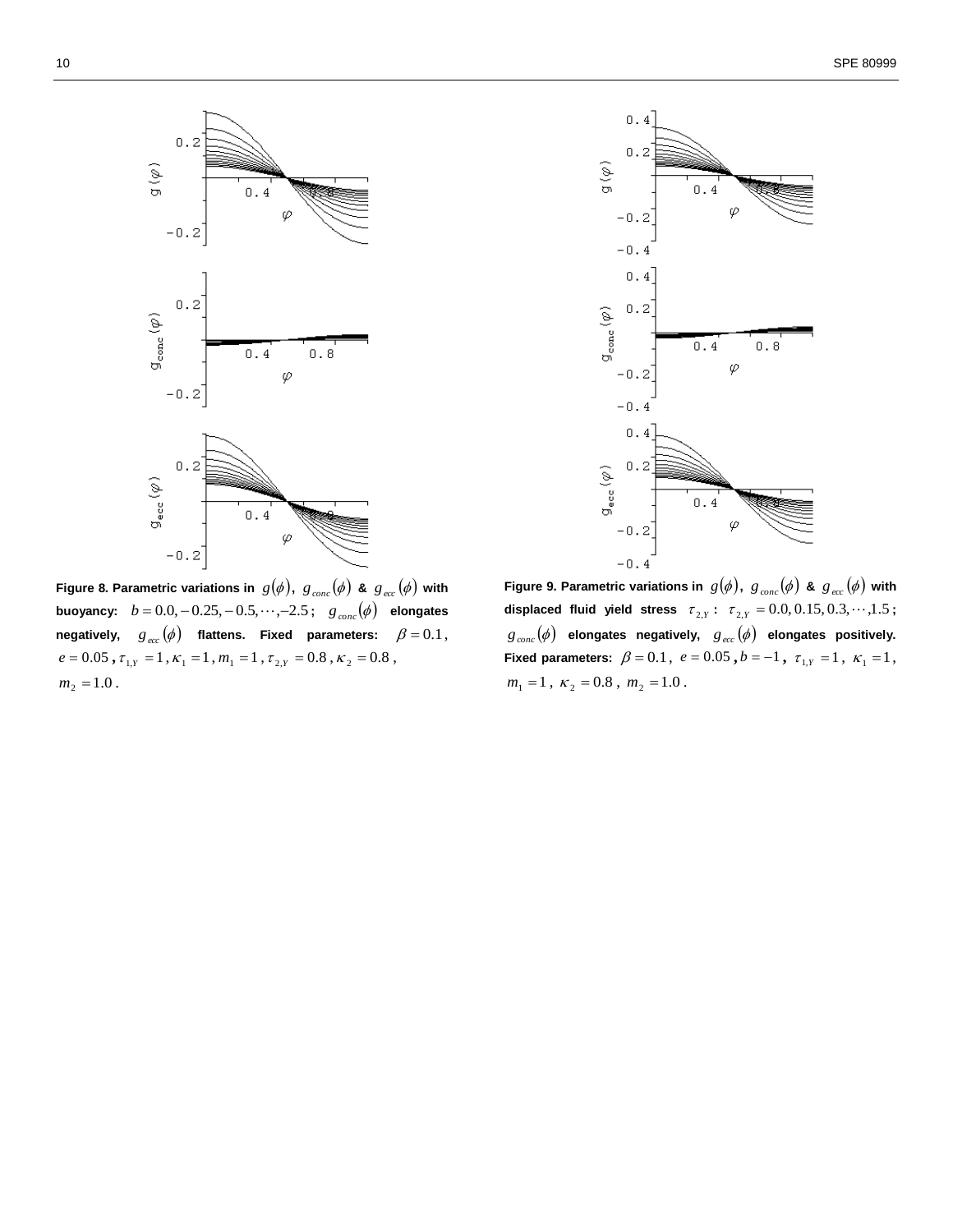**Figure 8. Parametric variations in $g(\phi)$, $g_{conc}(\phi)$ & $g_{ecc}(\phi)$ with buoyancy:** $b = 0.0, -0.25, -0.5, \cdots, -2.5$; $g_{conc}(\phi)$ **elongates negatively,** $g_{ecc}(\phi)$ **flattens. Fixed parameters:** $\beta = 0.1$, $e = 0.05$, $\tau_{1,Y} = 1$, $\kappa_1 = 1$, $m_1 = 1$, $\tau_{2,Y} = 0.8$, $\kappa_2 = 0.8$, $m_2 = 1.0$.

**Figure 9. Parametric variations in $g(\phi)$, $g_{conc}(\phi)$ & $g_{ecc}(\phi)$ with displaced fluid yield stress** $\tau_{2,Y}$ **:** $\tau_{2,Y} = 0.0, 0.15, 0.3, \cdots, 1.5$; $g_{conc}(\phi)$ **elongates negatively,** $g_{ecc}(\phi)$ **elongates positively. Fixed parameters:** $\beta = 0.1$, $e = 0.05$, $b = -1$, $\tau_{1,Y} = 1$, $\kappa_1 = 1$, $m_1 = 1$, $\kappa_2 = 0.8$, $m_2 = 1.0$.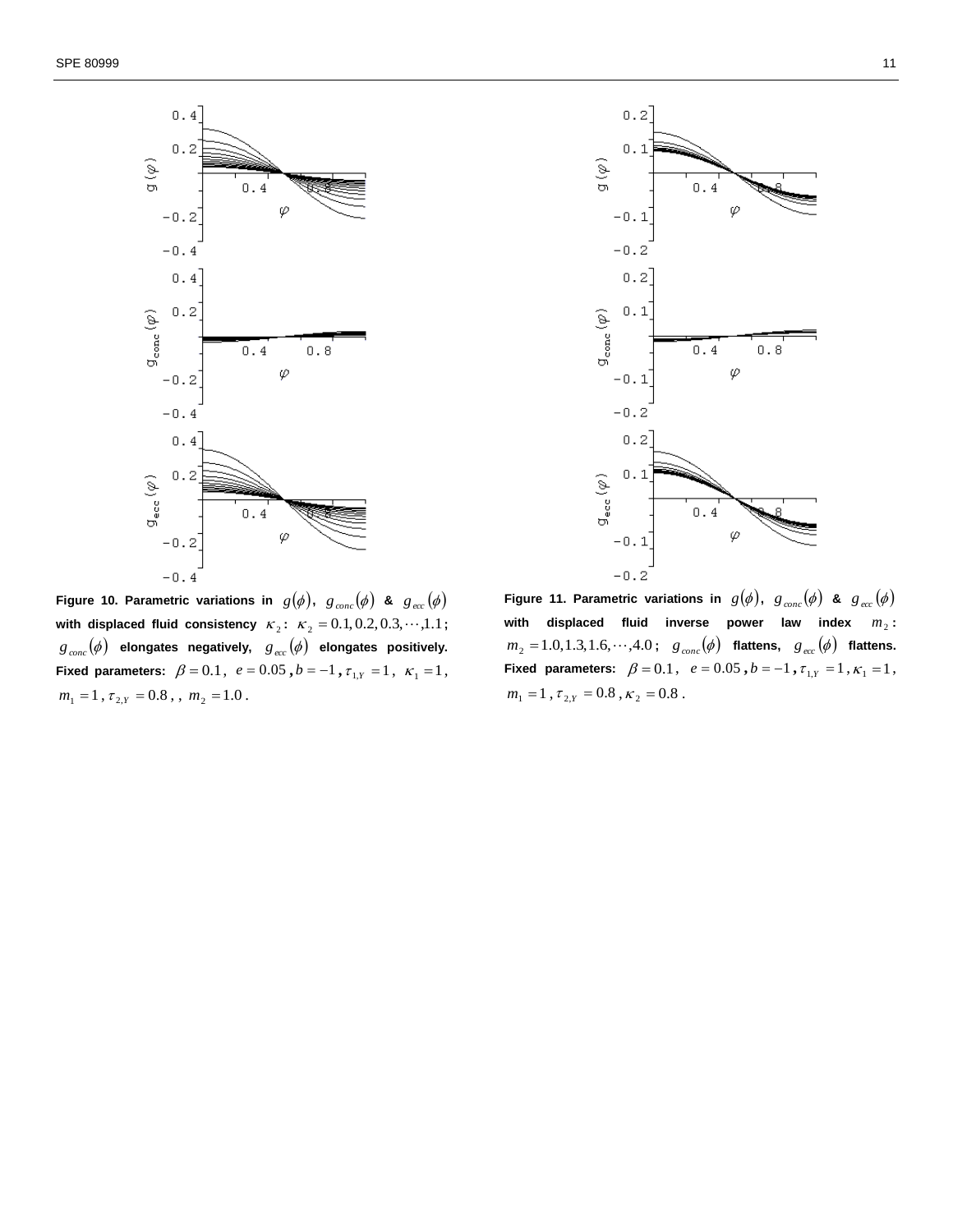0.4
0.2
$g(\varphi)$
0.4
0.8
-0.2
$\varphi$
-0.4

0.4
0.2
$g_{conc}(\varphi)$
0.4
0.8
-0.2
$\varphi$
-0.4

0.4
0.2
$g_{ecc}(\varphi)$
0.4
0.8
-0.2
$\varphi$
-0.4

**Figure 10. Parametric variations in $g(\phi)$, $g_{conc}(\phi)$ & $g_{ecc}(\phi)$ with displaced fluid consistency $\kappa_2$: $\kappa_2 = 0.1, 0.2, 0.3, \cdots, 1.1$; $g_{conc}(\phi)$ elongates negatively, $g_{ecc}(\phi)$ elongates positively. Fixed parameters:** $\beta = 0.1$, $e = 0.05$, $b = -1$, $\tau_{1,Y} = 1$, $\kappa_1 = 1$, $m_1 = 1$, $\tau_{2,Y} = 0.8$, , $m_2 = 1.0$.

0.2
0.1
$g(\varphi)$
0.4
0.8
-0.1
$\varphi$
-0.2

0.2
0.1
$g_{conc}(\varphi)$
0.4
0.8
-0.1
$\varphi$
-0.2

0.2
0.1
$g_{ecc}(\varphi)$
0.4
0.8
-0.1
$\varphi$
-0.2

**Figure 11. Parametric variations in $g(\phi)$, $g_{conc}(\phi)$ & $g_{ecc}(\phi)$ with displaced fluid inverse power law index $m_2$: $m_2 = 1.0, 1.3, 1.6, \cdots, 4.0$; $g_{conc}(\phi)$ flattens, $g_{ecc}(\phi)$ flattens. Fixed parameters:** $\beta = 0.1$, $e = 0.05$, $b = -1$, $\tau_{1,Y} = 1$, $\kappa_1 = 1$, $m_1 = 1$, $\tau_{2,Y} = 0.8$, $\kappa_2 = 0.8$.